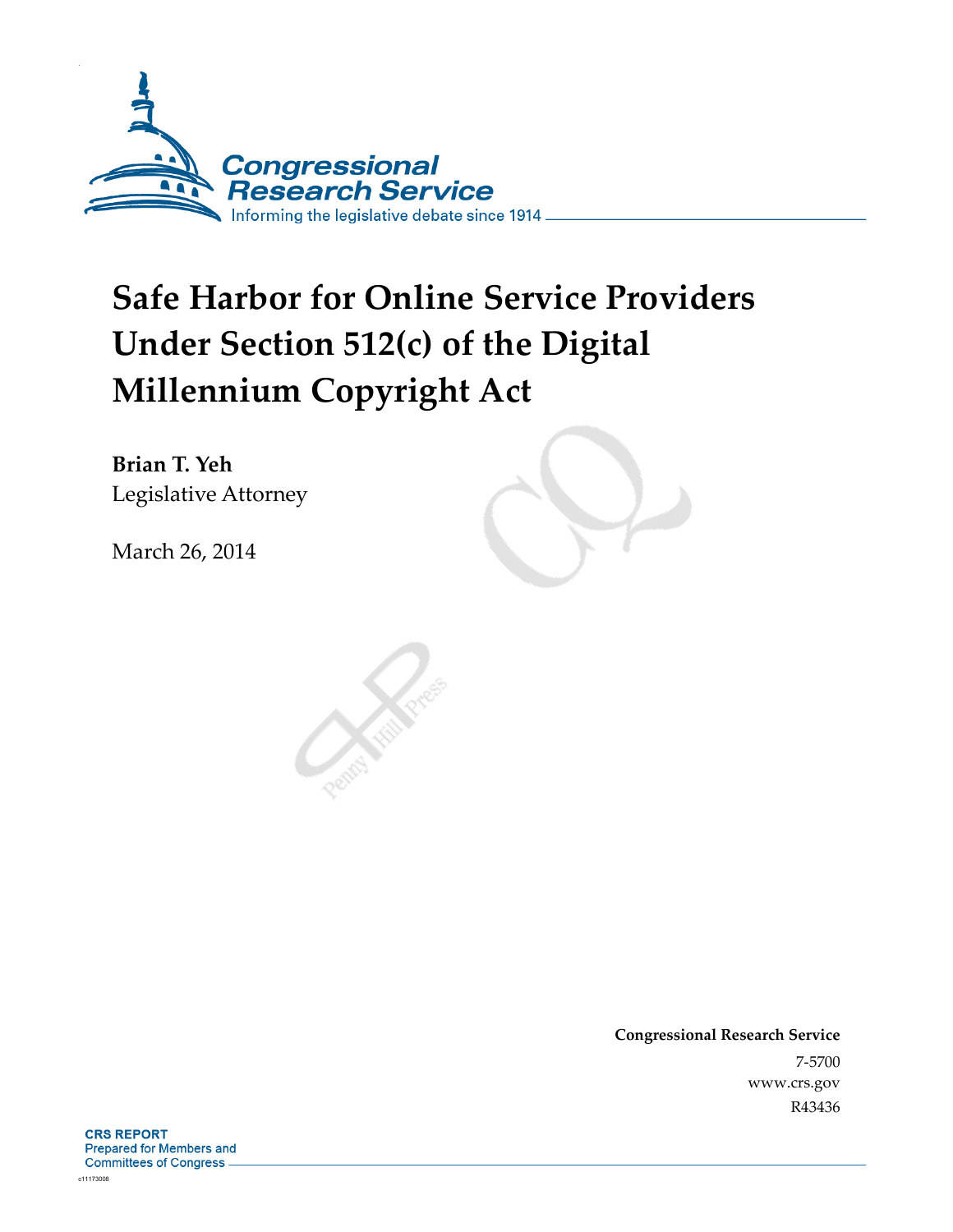Congressional Research Service

Informing the legislative debate since 1914

# Safe Harbor for Online Service Providers Under Section 512(c) of the Digital Millennium Copyright Act

**Brian T. Yeh**
Legislative Attorney

March 26, 2014

**Congressional Research Service**
7-5700
www.crs.gov
R43436

**CRS REPORT**
Prepared for Members and
Committees of Congress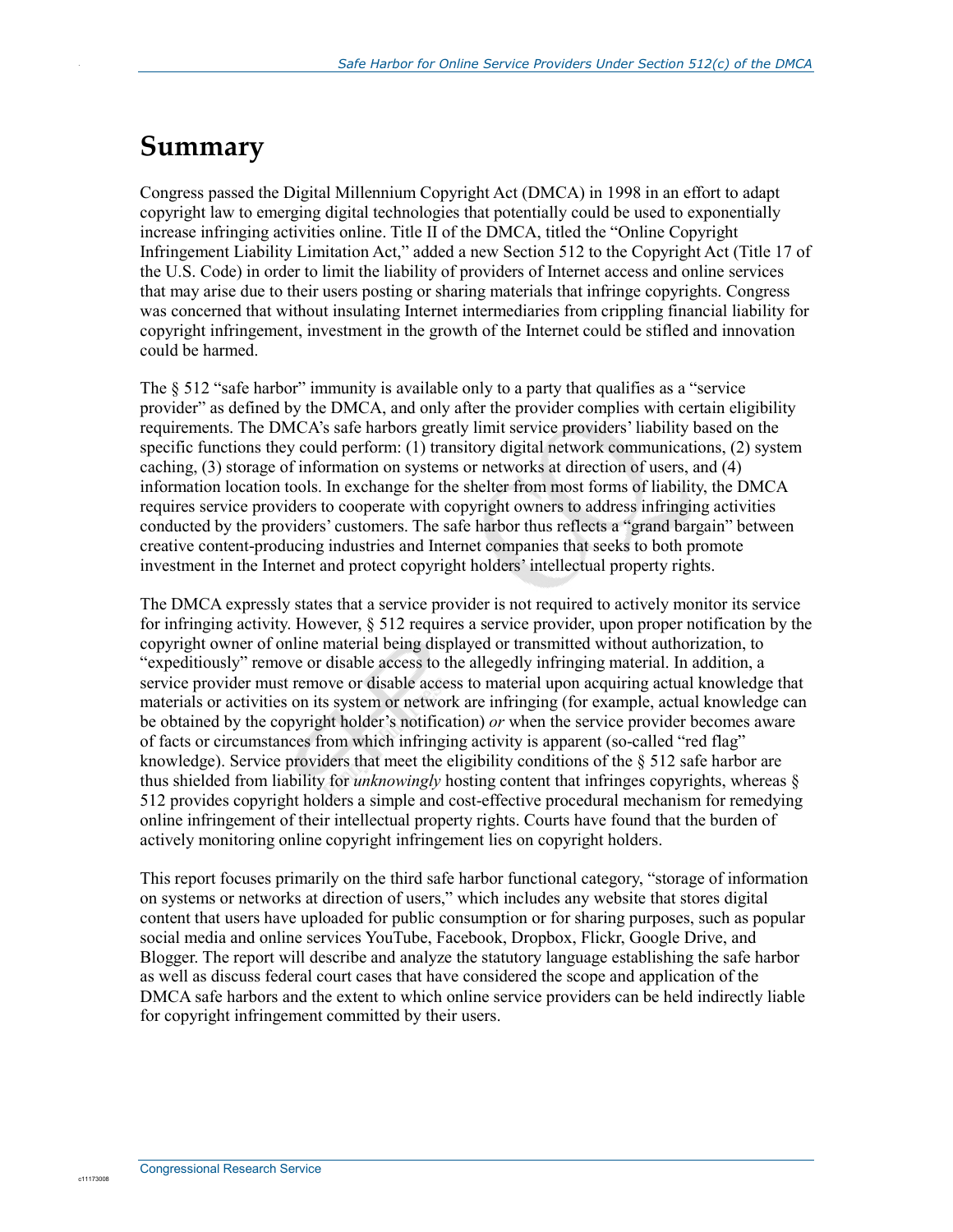# Summary

Congress passed the Digital Millennium Copyright Act (DMCA) in 1998 in an effort to adapt copyright law to emerging digital technologies that potentially could be used to exponentially increase infringing activities online. Title II of the DMCA, titled the "Online Copyright Infringement Liability Limitation Act," added a new Section 512 to the Copyright Act (Title 17 of the U.S. Code) in order to limit the liability of providers of Internet access and online services that may arise due to their users posting or sharing materials that infringe copyrights. Congress was concerned that without insulating Internet intermediaries from crippling financial liability for copyright infringement, investment in the growth of the Internet could be stifled and innovation could be harmed.

The § 512 "safe harbor" immunity is available only to a party that qualifies as a "service provider" as defined by the DMCA, and only after the provider complies with certain eligibility requirements. The DMCA's safe harbors greatly limit service providers' liability based on the specific functions they could perform: (1) transitory digital network communications, (2) system caching, (3) storage of information on systems or networks at direction of users, and (4) information location tools. In exchange for the shelter from most forms of liability, the DMCA requires service providers to cooperate with copyright owners to address infringing activities conducted by the providers' customers. The safe harbor thus reflects a "grand bargain" between creative content-producing industries and Internet companies that seeks to both promote investment in the Internet and protect copyright holders' intellectual property rights.

The DMCA expressly states that a service provider is not required to actively monitor its service for infringing activity. However, § 512 requires a service provider, upon proper notification by the copyright owner of online material being displayed or transmitted without authorization, to "expeditiously" remove or disable access to the allegedly infringing material. In addition, a service provider must remove or disable access to material upon acquiring actual knowledge that materials or activities on its system or network are infringing (for example, actual knowledge can be obtained by the copyright holder's notification) *or* when the service provider becomes aware of facts or circumstances from which infringing activity is apparent (so-called "red flag" knowledge). Service providers that meet the eligibility conditions of the § 512 safe harbor are thus shielded from liability for *unknowingly* hosting content that infringes copyrights, whereas § 512 provides copyright holders a simple and cost-effective procedural mechanism for remedying online infringement of their intellectual property rights. Courts have found that the burden of actively monitoring online copyright infringement lies on copyright holders.

This report focuses primarily on the third safe harbor functional category, "storage of information on systems or networks at direction of users," which includes any website that stores digital content that users have uploaded for public consumption or for sharing purposes, such as popular social media and online services YouTube, Facebook, Dropbox, Flickr, Google Drive, and Blogger. The report will describe and analyze the statutory language establishing the safe harbor as well as discuss federal court cases that have considered the scope and application of the DMCA safe harbors and the extent to which online service providers can be held indirectly liable for copyright infringement committed by their users.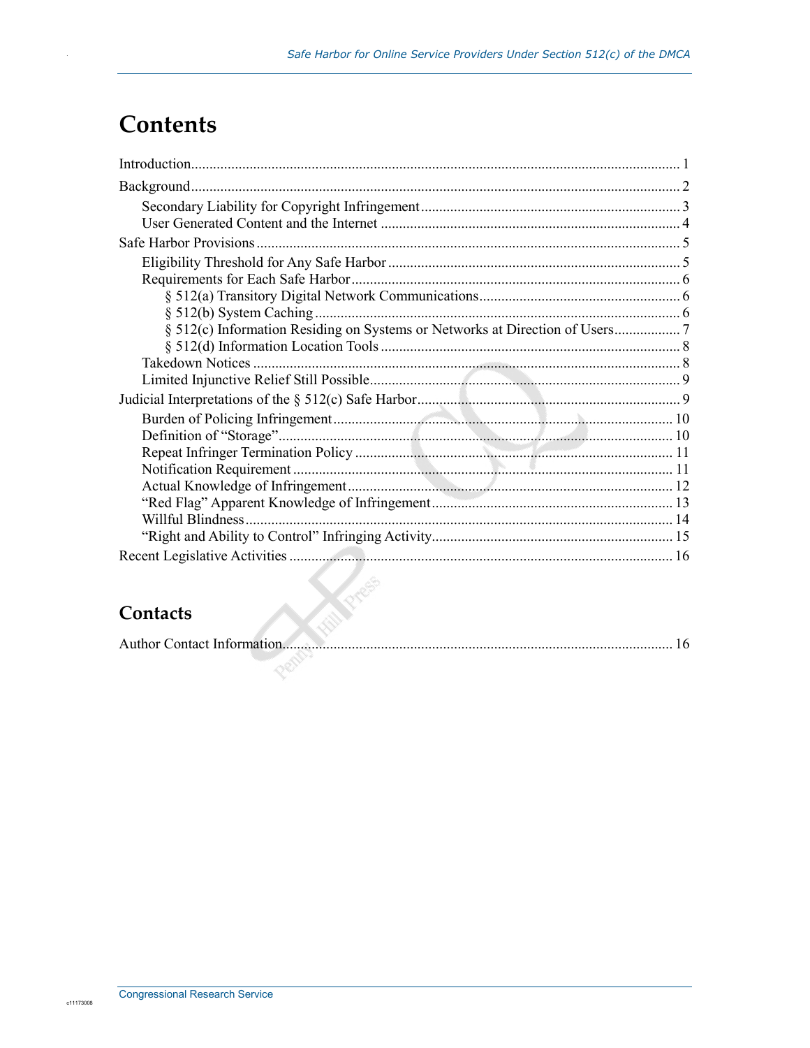# Contents

Introduction .................................................................................................................... 1

Background .................................................................................................................... 2

- Secondary Liability for Copyright Infringement ..................................................................... 3
- User Generated Content and the Internet ................................................................................ 4

Safe Harbor Provisions .................................................................................................. 5

- Eligibility Threshold for Any Safe Harbor .............................................................................. 5
- Requirements for Each Safe Harbor ........................................................................................ 6
  - § 512(a) Transitory Digital Network Communications ...................................................... 6
  - § 512(b) System Caching .................................................................................................. 6
  - § 512(c) Information Residing on Systems or Networks at Direction of Users .................. 7
  - § 512(d) Information Location Tools ................................................................................. 8
- Takedown Notices ................................................................................................................... 8
- Limited Injunctive Relief Still Possible .................................................................................... 9

Judicial Interpretations of the § 512(c) Safe Harbor ....................................................... 9

- Burden of Policing Infringement ............................................................................................ 10
- Definition of "Storage" .......................................................................................................... 10
- Repeat Infringer Termination Policy ...................................................................................... 11
- Notification Requirement ...................................................................................................... 11
- Actual Knowledge of Infringement ........................................................................................ 12
- "Red Flag" Apparent Knowledge of Infringement ................................................................. 13
- Willful Blindness ................................................................................................................... 14
- "Right and Ability to Control" Infringing Activity ................................................................. 15

Recent Legislative Activities ....................................................................................... 16

## Contacts

Author Contact Information ........................................................................................... 16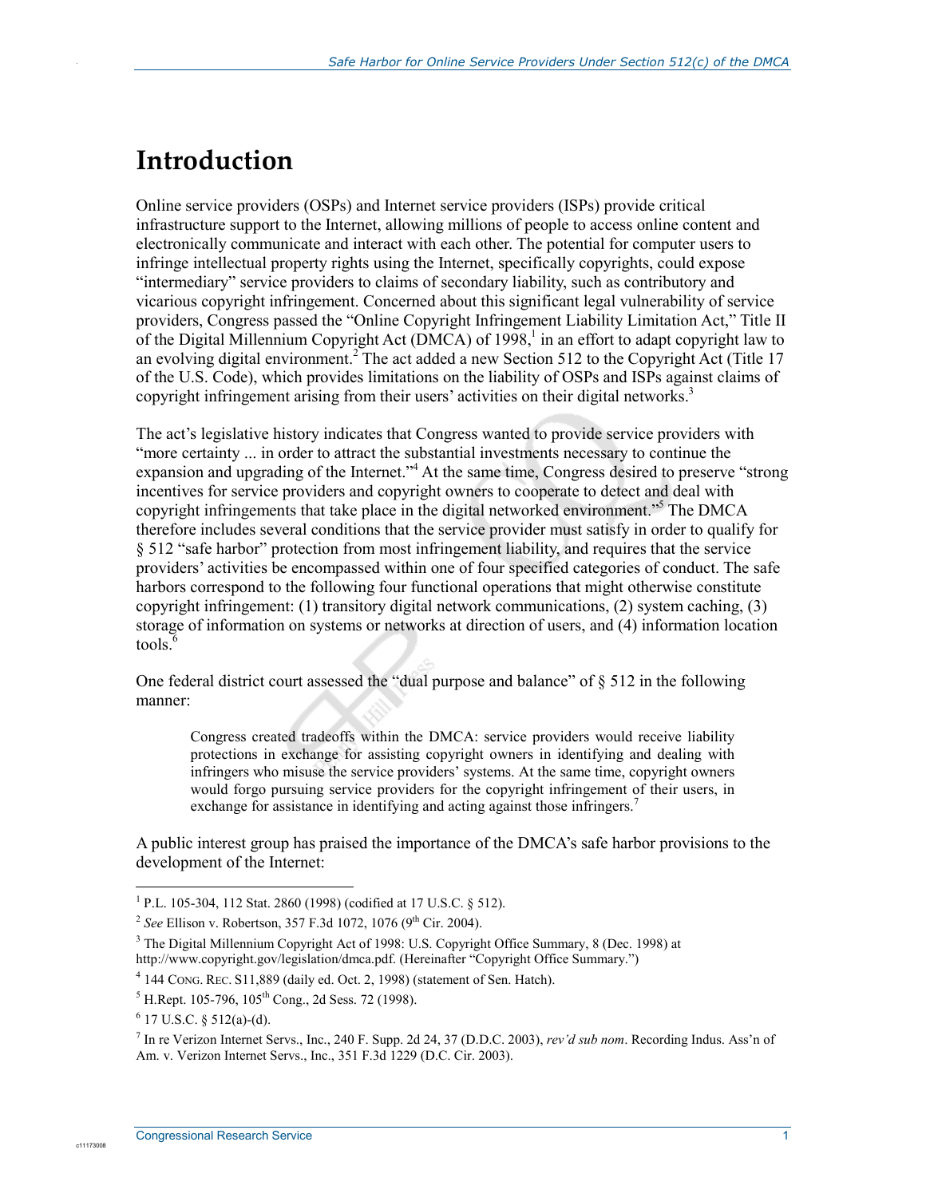# Introduction

Online service providers (OSPs) and Internet service providers (ISPs) provide critical infrastructure support to the Internet, allowing millions of people to access online content and electronically communicate and interact with each other. The potential for computer users to infringe intellectual property rights using the Internet, specifically copyrights, could expose "intermediary" service providers to claims of secondary liability, such as contributory and vicarious copyright infringement. Concerned about this significant legal vulnerability of service providers, Congress passed the "Online Copyright Infringement Liability Limitation Act," Title II of the Digital Millennium Copyright Act (DMCA) of 1998,[1] in an effort to adapt copyright law to an evolving digital environment.[2] The act added a new Section 512 to the Copyright Act (Title 17 of the U.S. Code), which provides limitations on the liability of OSPs and ISPs against claims of copyright infringement arising from their users' activities on their digital networks.[3]

The act's legislative history indicates that Congress wanted to provide service providers with "more certainty ... in order to attract the substantial investments necessary to continue the expansion and upgrading of the Internet."[4] At the same time, Congress desired to preserve "strong incentives for service providers and copyright owners to cooperate to detect and deal with copyright infringements that take place in the digital networked environment."[5] The DMCA therefore includes several conditions that the service provider must satisfy in order to qualify for § 512 "safe harbor" protection from most infringement liability, and requires that the service providers' activities be encompassed within one of four specified categories of conduct. The safe harbors correspond to the following four functional operations that might otherwise constitute copyright infringement: (1) transitory digital network communications, (2) system caching, (3) storage of information on systems or networks at direction of users, and (4) information location tools.[6]

One federal district court assessed the "dual purpose and balance" of § 512 in the following manner:

> Congress created tradeoffs within the DMCA: service providers would receive liability protections in exchange for assisting copyright owners in identifying and dealing with infringers who misuse the service providers' systems. At the same time, copyright owners would forgo pursuing service providers for the copyright infringement of their users, in exchange for assistance in identifying and acting against those infringers.[7]

A public interest group has praised the importance of the DMCA's safe harbor provisions to the development of the Internet:

---

[1] P.L. 105-304, 112 Stat. 2860 (1998) (codified at 17 U.S.C. § 512).

[2] *See* Ellison v. Robertson, 357 F.3d 1072, 1076 (9th Cir. 2004).

[3] The Digital Millennium Copyright Act of 1998: U.S. Copyright Office Summary, 8 (Dec. 1998) at http://www.copyright.gov/legislation/dmca.pdf. (Hereinafter "Copyright Office Summary.")

[4] 144 CONG. REC. S11,889 (daily ed. Oct. 2, 1998) (statement of Sen. Hatch).

[5] H.Rept. 105-796, 105th Cong., 2d Sess. 72 (1998).

[6] 17 U.S.C. § 512(a)-(d).

[7] In re Verizon Internet Servs., Inc., 240 F. Supp. 2d 24, 37 (D.D.C. 2003), *rev'd sub nom*. Recording Indus. Ass'n of Am. v. Verizon Internet Servs., Inc., 351 F.3d 1229 (D.C. Cir. 2003).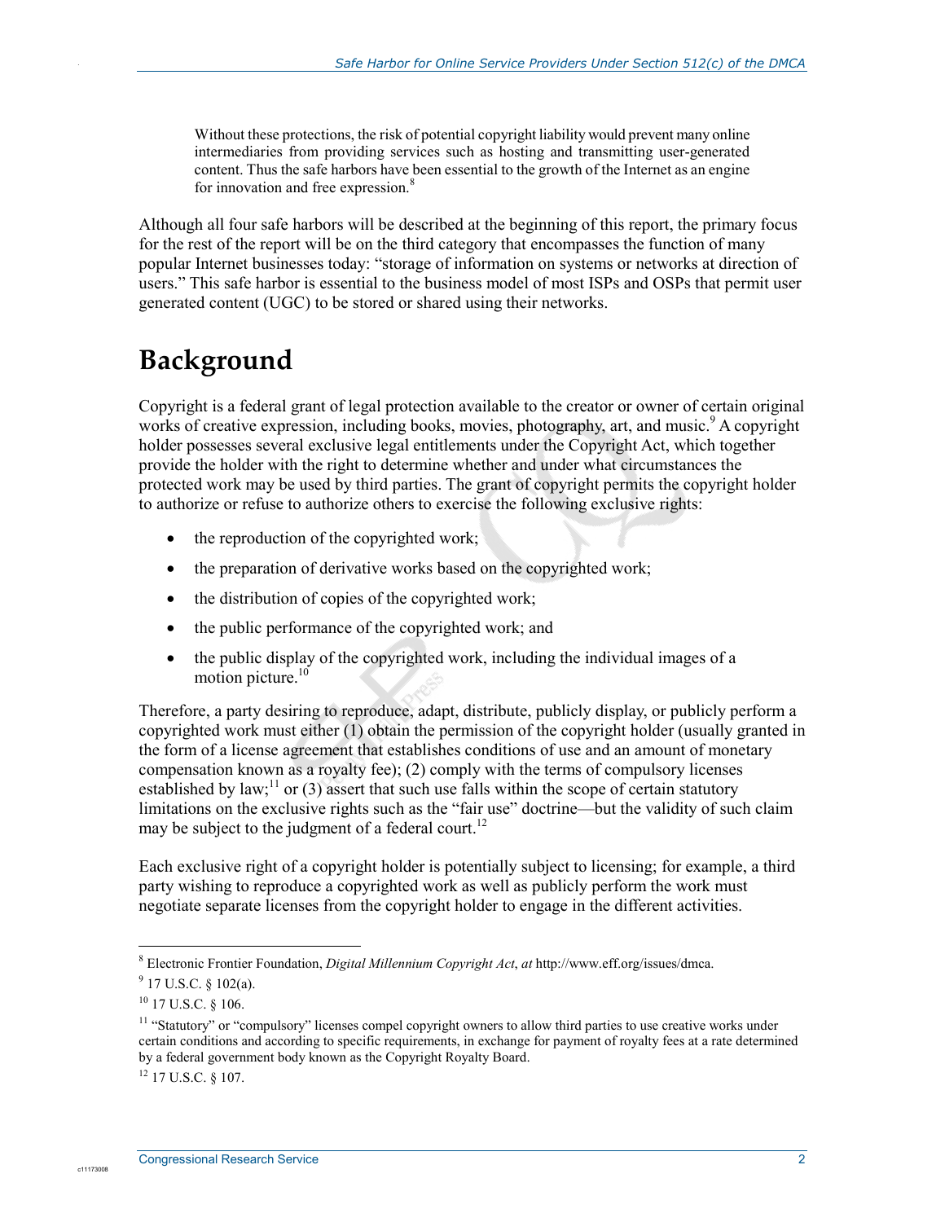> Without these protections, the risk of potential copyright liability would prevent many online intermediaries from providing services such as hosting and transmitting user-generated content. Thus the safe harbors have been essential to the growth of the Internet as an engine for innovation and free expression.[8]

Although all four safe harbors will be described at the beginning of this report, the primary focus for the rest of the report will be on the third category that encompasses the function of many popular Internet businesses today: "storage of information on systems or networks at direction of users." This safe harbor is essential to the business model of most ISPs and OSPs that permit user generated content (UGC) to be stored or shared using their networks.

# Background

Copyright is a federal grant of legal protection available to the creator or owner of certain original works of creative expression, including books, movies, photography, art, and music.[9] A copyright holder possesses several exclusive legal entitlements under the Copyright Act, which together provide the holder with the right to determine whether and under what circumstances the protected work may be used by third parties. The grant of copyright permits the copyright holder to authorize or refuse to authorize others to exercise the following exclusive rights:

- the reproduction of the copyrighted work;
- the preparation of derivative works based on the copyrighted work;
- the distribution of copies of the copyrighted work;
- the public performance of the copyrighted work; and
- the public display of the copyrighted work, including the individual images of a motion picture.[10]

Therefore, a party desiring to reproduce, adapt, distribute, publicly display, or publicly perform a copyrighted work must either (1) obtain the permission of the copyright holder (usually granted in the form of a license agreement that establishes conditions of use and an amount of monetary compensation known as a royalty fee); (2) comply with the terms of compulsory licenses established by law;[11] or (3) assert that such use falls within the scope of certain statutory limitations on the exclusive rights such as the "fair use" doctrine—but the validity of such claim may be subject to the judgment of a federal court.[12]

Each exclusive right of a copyright holder is potentially subject to licensing; for example, a third party wishing to reproduce a copyrighted work as well as publicly perform the work must negotiate separate licenses from the copyright holder to engage in the different activities.

---

[8] Electronic Frontier Foundation, *Digital Millennium Copyright Act*, *at* http://www.eff.org/issues/dmca.

[9] 17 U.S.C. § 102(a).

[10] 17 U.S.C. § 106.

[11] "Statutory" or "compulsory" licenses compel copyright owners to allow third parties to use creative works under certain conditions and according to specific requirements, in exchange for payment of royalty fees at a rate determined by a federal government body known as the Copyright Royalty Board.

[12] 17 U.S.C. § 107.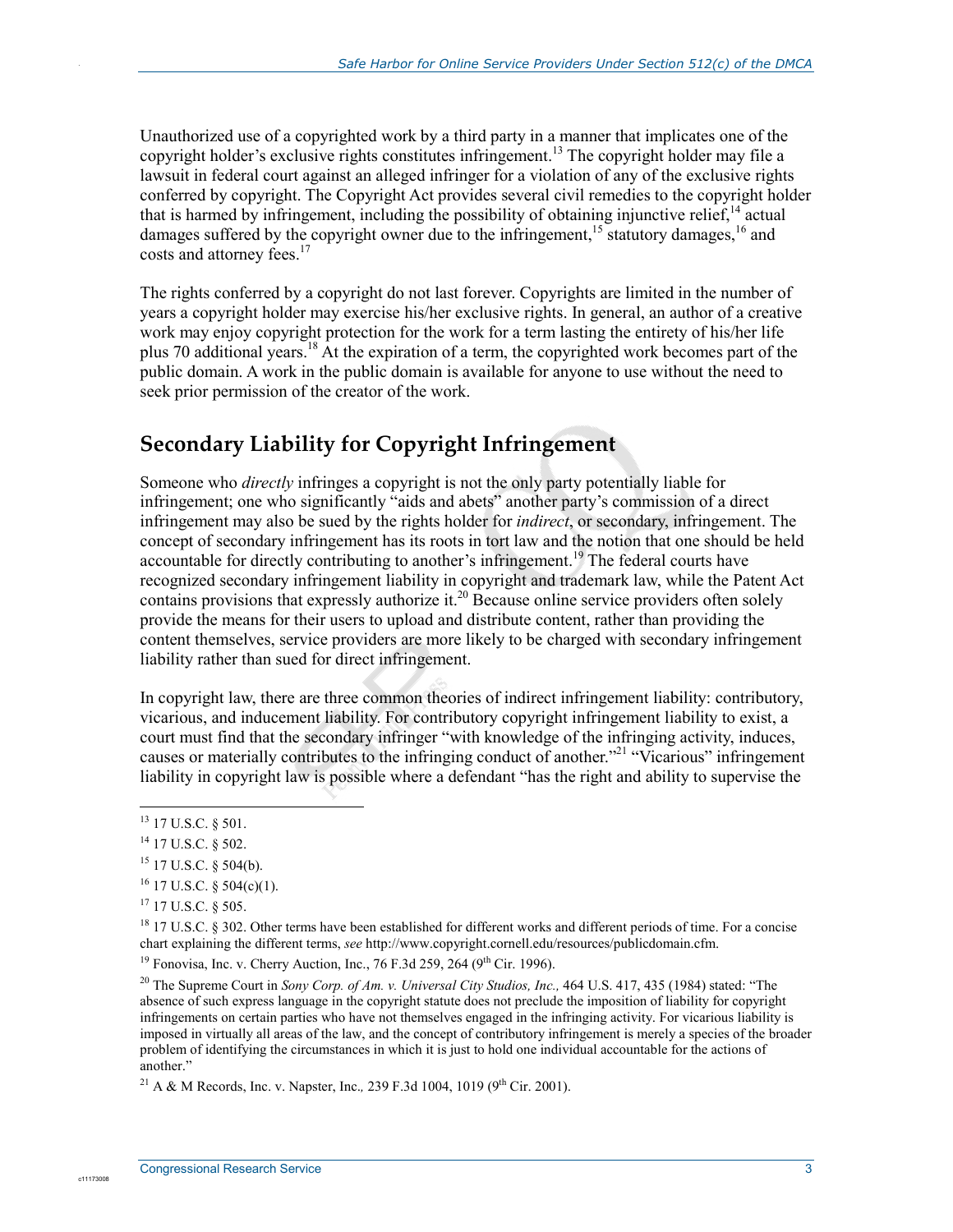Unauthorized use of a copyrighted work by a third party in a manner that implicates one of the copyright holder's exclusive rights constitutes infringement.[13] The copyright holder may file a lawsuit in federal court against an alleged infringer for a violation of any of the exclusive rights conferred by copyright. The Copyright Act provides several civil remedies to the copyright holder that is harmed by infringement, including the possibility of obtaining injunctive relief,[14] actual damages suffered by the copyright owner due to the infringement,[15] statutory damages,[16] and costs and attorney fees.[17]

The rights conferred by a copyright do not last forever. Copyrights are limited in the number of years a copyright holder may exercise his/her exclusive rights. In general, an author of a creative work may enjoy copyright protection for the work for a term lasting the entirety of his/her life plus 70 additional years.[18] At the expiration of a term, the copyrighted work becomes part of the public domain. A work in the public domain is available for anyone to use without the need to seek prior permission of the creator of the work.

## Secondary Liability for Copyright Infringement

Someone who *directly* infringes a copyright is not the only party potentially liable for infringement; one who significantly "aids and abets" another party's commission of a direct infringement may also be sued by the rights holder for *indirect*, or secondary, infringement. The concept of secondary infringement has its roots in tort law and the notion that one should be held accountable for directly contributing to another's infringement.[19] The federal courts have recognized secondary infringement liability in copyright and trademark law, while the Patent Act contains provisions that expressly authorize it.[20] Because online service providers often solely provide the means for their users to upload and distribute content, rather than providing the content themselves, service providers are more likely to be charged with secondary infringement liability rather than sued for direct infringement.

In copyright law, there are three common theories of indirect infringement liability: contributory, vicarious, and inducement liability. For contributory copyright infringement liability to exist, a court must find that the secondary infringer "with knowledge of the infringing activity, induces, causes or materially contributes to the infringing conduct of another."[21] "Vicarious" infringement liability in copyright law is possible where a defendant "has the right and ability to supervise the

---

[13] 17 U.S.C. § 501.

[14] 17 U.S.C. § 502.

[15] 17 U.S.C. § 504(b).

[16] 17 U.S.C. § 504(c)(1).

[17] 17 U.S.C. § 505.

[18] 17 U.S.C. § 302. Other terms have been established for different works and different periods of time. For a concise chart explaining the different terms, *see* http://www.copyright.cornell.edu/resources/publicdomain.cfm.

[19] Fonovisa, Inc. v. Cherry Auction, Inc., 76 F.3d 259, 264 (9th Cir. 1996).

[20] The Supreme Court in *Sony Corp. of Am. v. Universal City Studios, Inc.,* 464 U.S. 417, 435 (1984) stated: "The absence of such express language in the copyright statute does not preclude the imposition of liability for copyright infringements on certain parties who have not themselves engaged in the infringing activity. For vicarious liability is imposed in virtually all areas of the law, and the concept of contributory infringement is merely a species of the broader problem of identifying the circumstances in which it is just to hold one individual accountable for the actions of another."

[21] A & M Records, Inc. v. Napster, Inc.*,* 239 F.3d 1004, 1019 (9th Cir. 2001).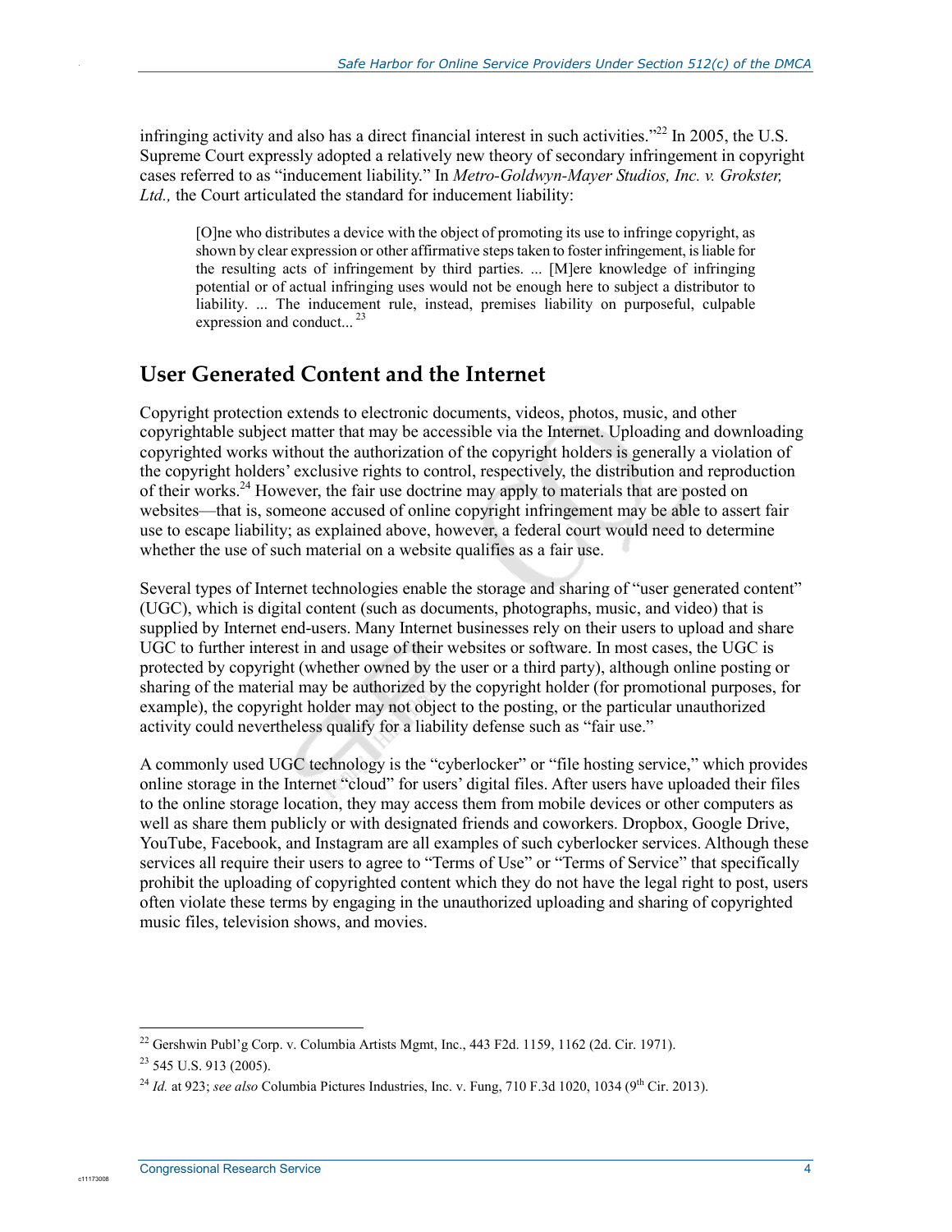infringing activity and also has a direct financial interest in such activities."[22] In 2005, the U.S. Supreme Court expressly adopted a relatively new theory of secondary infringement in copyright cases referred to as "inducement liability." In *Metro-Goldwyn-Mayer Studios, Inc. v. Grokster, Ltd.,* the Court articulated the standard for inducement liability:

> [O]ne who distributes a device with the object of promoting its use to infringe copyright, as shown by clear expression or other affirmative steps taken to foster infringement, is liable for the resulting acts of infringement by third parties. ... [M]ere knowledge of infringing potential or of actual infringing uses would not be enough here to subject a distributor to liability. ... The inducement rule, instead, premises liability on purposeful, culpable expression and conduct...[23]

## User Generated Content and the Internet

Copyright protection extends to electronic documents, videos, photos, music, and other copyrightable subject matter that may be accessible via the Internet. Uploading and downloading copyrighted works without the authorization of the copyright holders is generally a violation of the copyright holders' exclusive rights to control, respectively, the distribution and reproduction of their works.[24] However, the fair use doctrine may apply to materials that are posted on websites—that is, someone accused of online copyright infringement may be able to assert fair use to escape liability; as explained above, however, a federal court would need to determine whether the use of such material on a website qualifies as a fair use.

Several types of Internet technologies enable the storage and sharing of "user generated content" (UGC), which is digital content (such as documents, photographs, music, and video) that is supplied by Internet end-users. Many Internet businesses rely on their users to upload and share UGC to further interest in and usage of their websites or software. In most cases, the UGC is protected by copyright (whether owned by the user or a third party), although online posting or sharing of the material may be authorized by the copyright holder (for promotional purposes, for example), the copyright holder may not object to the posting, or the particular unauthorized activity could nevertheless qualify for a liability defense such as "fair use."

A commonly used UGC technology is the "cyberlocker" or "file hosting service," which provides online storage in the Internet "cloud" for users' digital files. After users have uploaded their files to the online storage location, they may access them from mobile devices or other computers as well as share them publicly or with designated friends and coworkers. Dropbox, Google Drive, YouTube, Facebook, and Instagram are all examples of such cyberlocker services. Although these services all require their users to agree to "Terms of Use" or "Terms of Service" that specifically prohibit the uploading of copyrighted content which they do not have the legal right to post, users often violate these terms by engaging in the unauthorized uploading and sharing of copyrighted music files, television shows, and movies.

---

[22] Gershwin Publ'g Corp. v. Columbia Artists Mgmt, Inc., 443 F2d. 1159, 1162 (2d. Cir. 1971).

[23] 545 U.S. 913 (2005).

[24] *Id.* at 923; *see also* Columbia Pictures Industries, Inc. v. Fung, 710 F.3d 1020, 1034 (9th Cir. 2013).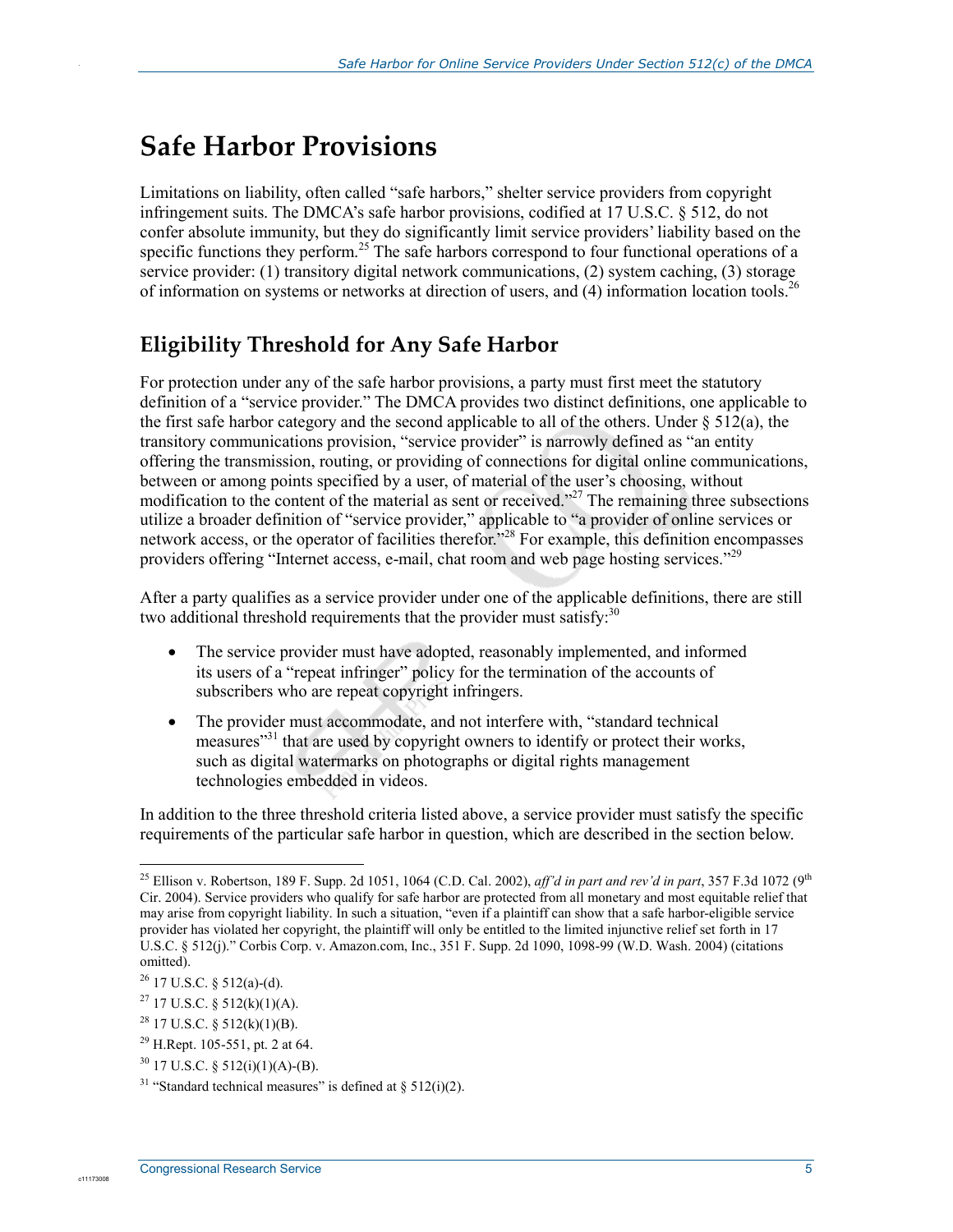# Safe Harbor Provisions

Limitations on liability, often called "safe harbors," shelter service providers from copyright infringement suits. The DMCA's safe harbor provisions, codified at 17 U.S.C. § 512, do not confer absolute immunity, but they do significantly limit service providers' liability based on the specific functions they perform.[25] The safe harbors correspond to four functional operations of a service provider: (1) transitory digital network communications, (2) system caching, (3) storage of information on systems or networks at direction of users, and (4) information location tools.[26]

## Eligibility Threshold for Any Safe Harbor

For protection under any of the safe harbor provisions, a party must first meet the statutory definition of a "service provider." The DMCA provides two distinct definitions, one applicable to the first safe harbor category and the second applicable to all of the others. Under § 512(a), the transitory communications provision, "service provider" is narrowly defined as "an entity offering the transmission, routing, or providing of connections for digital online communications, between or among points specified by a user, of material of the user's choosing, without modification to the content of the material as sent or received."[27] The remaining three subsections utilize a broader definition of "service provider," applicable to "a provider of online services or network access, or the operator of facilities therefor."[28] For example, this definition encompasses providers offering "Internet access, e-mail, chat room and web page hosting services."[29]

After a party qualifies as a service provider under one of the applicable definitions, there are still two additional threshold requirements that the provider must satisfy:[30]

- The service provider must have adopted, reasonably implemented, and informed its users of a "repeat infringer" policy for the termination of the accounts of subscribers who are repeat copyright infringers.
- The provider must accommodate, and not interfere with, "standard technical measures"[31] that are used by copyright owners to identify or protect their works, such as digital watermarks on photographs or digital rights management technologies embedded in videos.

In addition to the three threshold criteria listed above, a service provider must satisfy the specific requirements of the particular safe harbor in question, which are described in the section below.

---

[25] Ellison v. Robertson, 189 F. Supp. 2d 1051, 1064 (C.D. Cal. 2002), *aff'd in part and rev'd in part*, 357 F.3d 1072 (9th Cir. 2004). Service providers who qualify for safe harbor are protected from all monetary and most equitable relief that may arise from copyright liability. In such a situation, "even if a plaintiff can show that a safe harbor-eligible service provider has violated her copyright, the plaintiff will only be entitled to the limited injunctive relief set forth in 17 U.S.C. § 512(j)." Corbis Corp. v. Amazon.com, Inc., 351 F. Supp. 2d 1090, 1098-99 (W.D. Wash. 2004) (citations omitted).

[26] 17 U.S.C. § 512(a)-(d).

[27] 17 U.S.C. § 512(k)(1)(A).

[28] 17 U.S.C. § 512(k)(1)(B).

[29] H.Rept. 105-551, pt. 2 at 64.

[30] 17 U.S.C. § 512(i)(1)(A)-(B).

[31] "Standard technical measures" is defined at § 512(i)(2).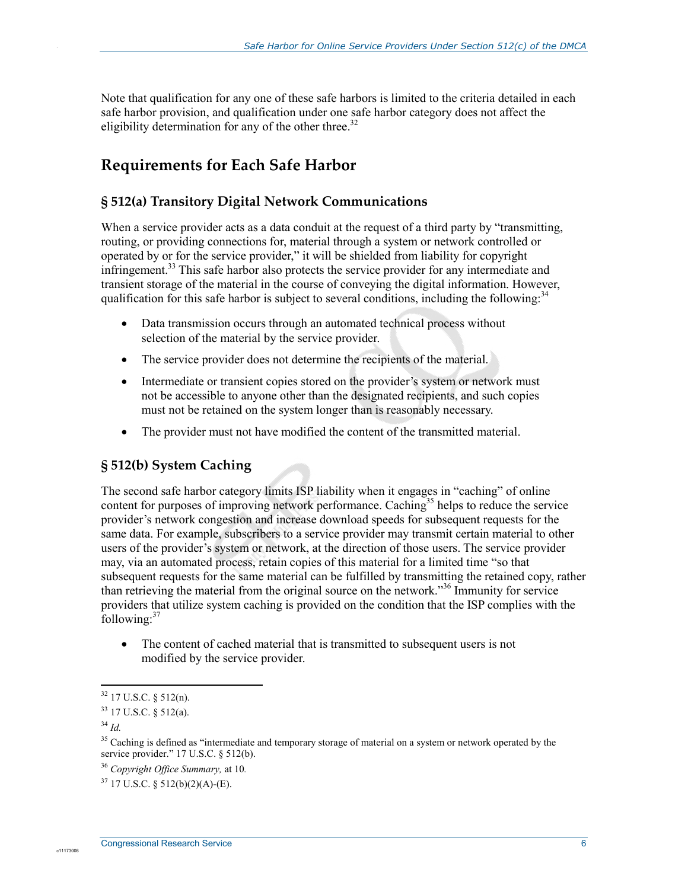Note that qualification for any one of these safe harbors is limited to the criteria detailed in each safe harbor provision, and qualification under one safe harbor category does not affect the eligibility determination for any of the other three.[32]

## Requirements for Each Safe Harbor

### § 512(a) Transitory Digital Network Communications

When a service provider acts as a data conduit at the request of a third party by "transmitting, routing, or providing connections for, material through a system or network controlled or operated by or for the service provider," it will be shielded from liability for copyright infringement.[33] This safe harbor also protects the service provider for any intermediate and transient storage of the material in the course of conveying the digital information. However, qualification for this safe harbor is subject to several conditions, including the following:[34]

- Data transmission occurs through an automated technical process without selection of the material by the service provider.
- The service provider does not determine the recipients of the material.
- Intermediate or transient copies stored on the provider's system or network must not be accessible to anyone other than the designated recipients, and such copies must not be retained on the system longer than is reasonably necessary.
- The provider must not have modified the content of the transmitted material.

### § 512(b) System Caching

The second safe harbor category limits ISP liability when it engages in "caching" of online content for purposes of improving network performance. Caching[35] helps to reduce the service provider's network congestion and increase download speeds for subsequent requests for the same data. For example, subscribers to a service provider may transmit certain material to other users of the provider's system or network, at the direction of those users. The service provider may, via an automated process, retain copies of this material for a limited time "so that subsequent requests for the same material can be fulfilled by transmitting the retained copy, rather than retrieving the material from the original source on the network."[36] Immunity for service providers that utilize system caching is provided on the condition that the ISP complies with the following:[37]

- The content of cached material that is transmitted to subsequent users is not modified by the service provider.

---

[32] 17 U.S.C. § 512(n).

[33] 17 U.S.C. § 512(a).

[34] *Id.*

[35] Caching is defined as "intermediate and temporary storage of material on a system or network operated by the service provider." 17 U.S.C. § 512(b).

[36] *Copyright Office Summary,* at 10*.*

[37] 17 U.S.C. § 512(b)(2)(A)-(E).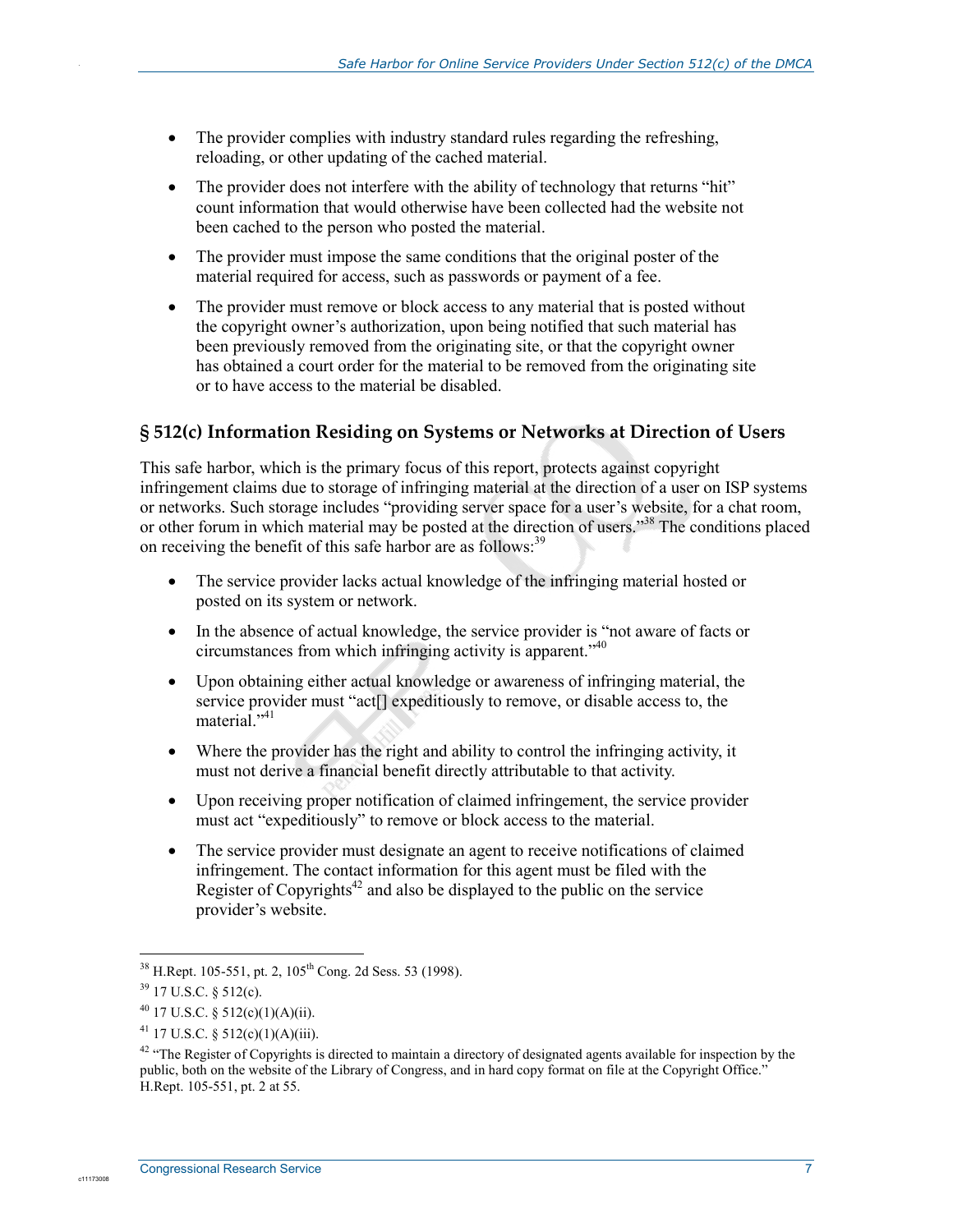- The provider complies with industry standard rules regarding the refreshing, reloading, or other updating of the cached material.
- The provider does not interfere with the ability of technology that returns "hit" count information that would otherwise have been collected had the website not been cached to the person who posted the material.
- The provider must impose the same conditions that the original poster of the material required for access, such as passwords or payment of a fee.
- The provider must remove or block access to any material that is posted without the copyright owner's authorization, upon being notified that such material has been previously removed from the originating site, or that the copyright owner has obtained a court order for the material to be removed from the originating site or to have access to the material be disabled.

## § 512(c) Information Residing on Systems or Networks at Direction of Users

This safe harbor, which is the primary focus of this report, protects against copyright infringement claims due to storage of infringing material at the direction of a user on ISP systems or networks. Such storage includes "providing server space for a user's website, for a chat room, or other forum in which material may be posted at the direction of users."[38] The conditions placed on receiving the benefit of this safe harbor are as follows:[39]

- The service provider lacks actual knowledge of the infringing material hosted or posted on its system or network.
- In the absence of actual knowledge, the service provider is "not aware of facts or circumstances from which infringing activity is apparent."[40]
- Upon obtaining either actual knowledge or awareness of infringing material, the service provider must "act[] expeditiously to remove, or disable access to, the material."[41]
- Where the provider has the right and ability to control the infringing activity, it must not derive a financial benefit directly attributable to that activity.
- Upon receiving proper notification of claimed infringement, the service provider must act "expeditiously" to remove or block access to the material.
- The service provider must designate an agent to receive notifications of claimed infringement. The contact information for this agent must be filed with the Register of Copyrights[42] and also be displayed to the public on the service provider's website.

---

[38] H.Rept. 105-551, pt. 2, 105th Cong. 2d Sess. 53 (1998).

[39] 17 U.S.C. § 512(c).

[40] 17 U.S.C. § 512(c)(1)(A)(ii).

[41] 17 U.S.C. § 512(c)(1)(A)(iii).

[42] "The Register of Copyrights is directed to maintain a directory of designated agents available for inspection by the public, both on the website of the Library of Congress, and in hard copy format on file at the Copyright Office." H.Rept. 105-551, pt. 2 at 55.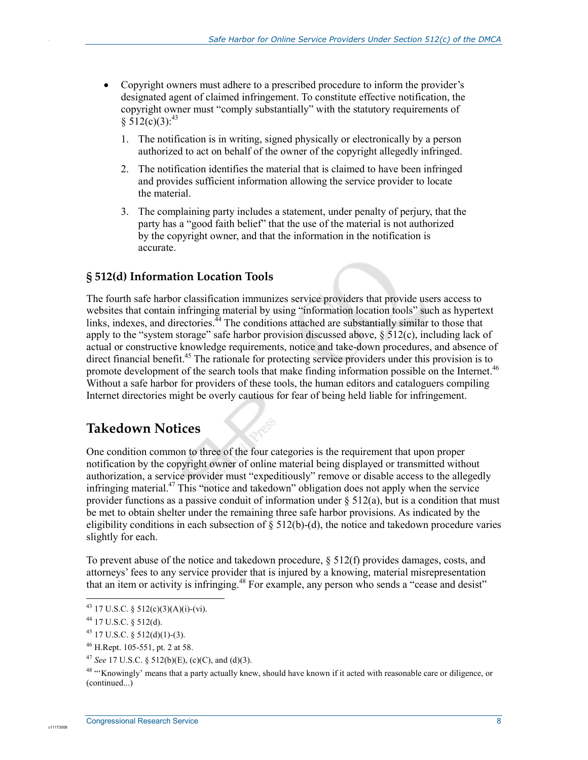- Copyright owners must adhere to a prescribed procedure to inform the provider's designated agent of claimed infringement. To constitute effective notification, the copyright owner must "comply substantially" with the statutory requirements of § 512(c)(3):[43]

  1. The notification is in writing, signed physically or electronically by a person authorized to act on behalf of the owner of the copyright allegedly infringed.
  2. The notification identifies the material that is claimed to have been infringed and provides sufficient information allowing the service provider to locate the material.
  3. The complaining party includes a statement, under penalty of perjury, that the party has a "good faith belief" that the use of the material is not authorized by the copyright owner, and that the information in the notification is accurate.

### § 512(d) Information Location Tools

The fourth safe harbor classification immunizes service providers that provide users access to websites that contain infringing material by using "information location tools" such as hypertext links, indexes, and directories.[44] The conditions attached are substantially similar to those that apply to the "system storage" safe harbor provision discussed above, § 512(c), including lack of actual or constructive knowledge requirements, notice and take-down procedures, and absence of direct financial benefit.[45] The rationale for protecting service providers under this provision is to promote development of the search tools that make finding information possible on the Internet.[46] Without a safe harbor for providers of these tools, the human editors and cataloguers compiling Internet directories might be overly cautious for fear of being held liable for infringement.

## Takedown Notices

One condition common to three of the four categories is the requirement that upon proper notification by the copyright owner of online material being displayed or transmitted without authorization, a service provider must "expeditiously" remove or disable access to the allegedly infringing material.[47] This "notice and takedown" obligation does not apply when the service provider functions as a passive conduit of information under § 512(a), but is a condition that must be met to obtain shelter under the remaining three safe harbor provisions. As indicated by the eligibility conditions in each subsection of § 512(b)-(d), the notice and takedown procedure varies slightly for each.

To prevent abuse of the notice and takedown procedure, § 512(f) provides damages, costs, and attorneys' fees to any service provider that is injured by a knowing, material misrepresentation that an item or activity is infringing.[48] For example, any person who sends a "cease and desist"

---

[43] 17 U.S.C. § 512(c)(3)(A)(i)-(vi).

[44] 17 U.S.C. § 512(d).

[45] 17 U.S.C. § 512(d)(1)-(3).

[46] H.Rept. 105-551, pt. 2 at 58.

[47] *See* 17 U.S.C. § 512(b)(E), (c)(C), and (d)(3).

[48] "'Knowingly' means that a party actually knew, should have known if it acted with reasonable care or diligence, or (continued...)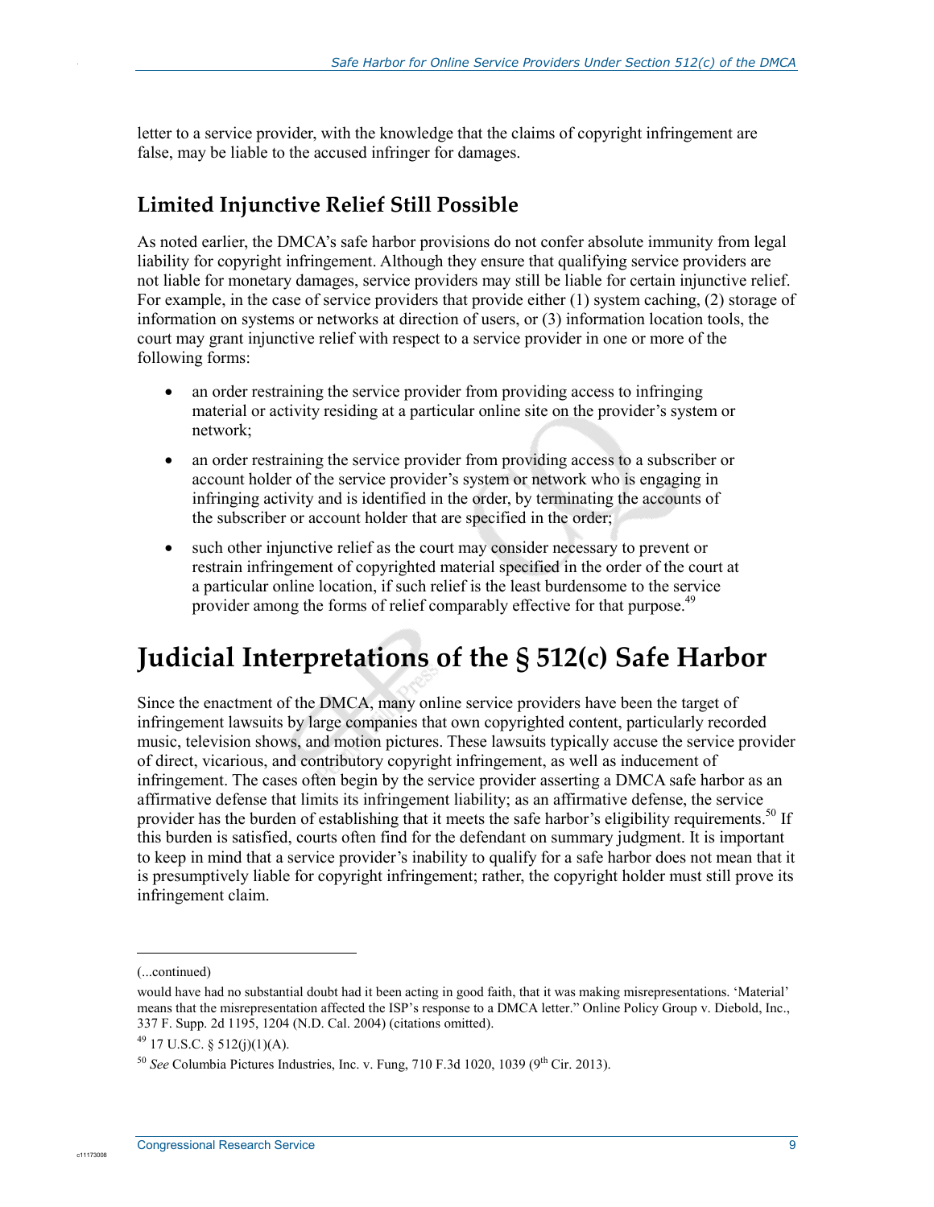letter to a service provider, with the knowledge that the claims of copyright infringement are false, may be liable to the accused infringer for damages.

### Limited Injunctive Relief Still Possible

As noted earlier, the DMCA's safe harbor provisions do not confer absolute immunity from legal liability for copyright infringement. Although they ensure that qualifying service providers are not liable for monetary damages, service providers may still be liable for certain injunctive relief. For example, in the case of service providers that provide either (1) system caching, (2) storage of information on systems or networks at direction of users, or (3) information location tools, the court may grant injunctive relief with respect to a service provider in one or more of the following forms:

- an order restraining the service provider from providing access to infringing material or activity residing at a particular online site on the provider's system or network;
- an order restraining the service provider from providing access to a subscriber or account holder of the service provider's system or network who is engaging in infringing activity and is identified in the order, by terminating the accounts of the subscriber or account holder that are specified in the order;
- such other injunctive relief as the court may consider necessary to prevent or restrain infringement of copyrighted material specified in the order of the court at a particular online location, if such relief is the least burdensome to the service provider among the forms of relief comparably effective for that purpose.[49]

## Judicial Interpretations of the § 512(c) Safe Harbor

Since the enactment of the DMCA, many online service providers have been the target of infringement lawsuits by large companies that own copyrighted content, particularly recorded music, television shows, and motion pictures. These lawsuits typically accuse the service provider of direct, vicarious, and contributory copyright infringement, as well as inducement of infringement. The cases often begin by the service provider asserting a DMCA safe harbor as an affirmative defense that limits its infringement liability; as an affirmative defense, the service provider has the burden of establishing that it meets the safe harbor's eligibility requirements.[50] If this burden is satisfied, courts often find for the defendant on summary judgment. It is important to keep in mind that a service provider's inability to qualify for a safe harbor does not mean that it is presumptively liable for copyright infringement; rather, the copyright holder must still prove its infringement claim.

---

(...continued)

would have had no substantial doubt had it been acting in good faith, that it was making misrepresentations. 'Material' means that the misrepresentation affected the ISP's response to a DMCA letter." Online Policy Group v. Diebold, Inc., 337 F. Supp. 2d 1195, 1204 (N.D. Cal. 2004) (citations omitted).

[49] 17 U.S.C. § 512(j)(1)(A).

[50] *See* Columbia Pictures Industries, Inc. v. Fung, 710 F.3d 1020, 1039 (9th Cir. 2013).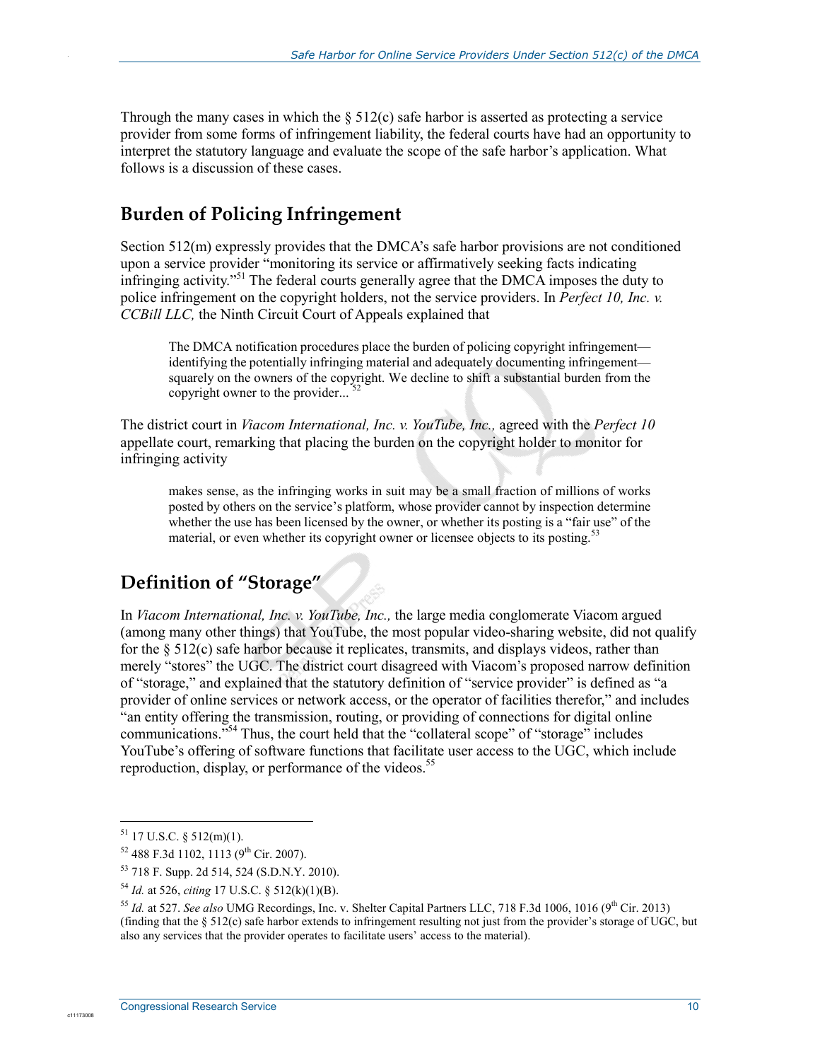Through the many cases in which the § 512(c) safe harbor is asserted as protecting a service provider from some forms of infringement liability, the federal courts have had an opportunity to interpret the statutory language and evaluate the scope of the safe harbor's application. What follows is a discussion of these cases.

## Burden of Policing Infringement

Section 512(m) expressly provides that the DMCA's safe harbor provisions are not conditioned upon a service provider "monitoring its service or affirmatively seeking facts indicating infringing activity."[51] The federal courts generally agree that the DMCA imposes the duty to police infringement on the copyright holders, not the service providers. In *Perfect 10, Inc. v. CCBill LLC,* the Ninth Circuit Court of Appeals explained that

> The DMCA notification procedures place the burden of policing copyright infringement—identifying the potentially infringing material and adequately documenting infringement—squarely on the owners of the copyright. We decline to shift a substantial burden from the copyright owner to the provider...[52]

The district court in *Viacom International, Inc. v. YouTube, Inc.,* agreed with the *Perfect 10* appellate court, remarking that placing the burden on the copyright holder to monitor for infringing activity

> makes sense, as the infringing works in suit may be a small fraction of millions of works posted by others on the service's platform, whose provider cannot by inspection determine whether the use has been licensed by the owner, or whether its posting is a "fair use" of the material, or even whether its copyright owner or licensee objects to its posting.[53]

## Definition of "Storage"

In *Viacom International, Inc. v. YouTube, Inc.,* the large media conglomerate Viacom argued (among many other things) that YouTube, the most popular video-sharing website, did not qualify for the § 512(c) safe harbor because it replicates, transmits, and displays videos, rather than merely "stores" the UGC. The district court disagreed with Viacom's proposed narrow definition of "storage," and explained that the statutory definition of "service provider" is defined as "a provider of online services or network access, or the operator of facilities therefor," and includes "an entity offering the transmission, routing, or providing of connections for digital online communications."[54] Thus, the court held that the "collateral scope" of "storage" includes YouTube's offering of software functions that facilitate user access to the UGC, which include reproduction, display, or performance of the videos.[55]

---

[51] 17 U.S.C. § 512(m)(1).

[52] 488 F.3d 1102, 1113 (9th Cir. 2007).

[53] 718 F. Supp. 2d 514, 524 (S.D.N.Y. 2010).

[54] *Id.* at 526, *citing* 17 U.S.C. § 512(k)(1)(B).

[55] *Id.* at 527. *See also* UMG Recordings, Inc. v. Shelter Capital Partners LLC, 718 F.3d 1006, 1016 (9th Cir. 2013) (finding that the § 512(c) safe harbor extends to infringement resulting not just from the provider's storage of UGC, but also any services that the provider operates to facilitate users' access to the material).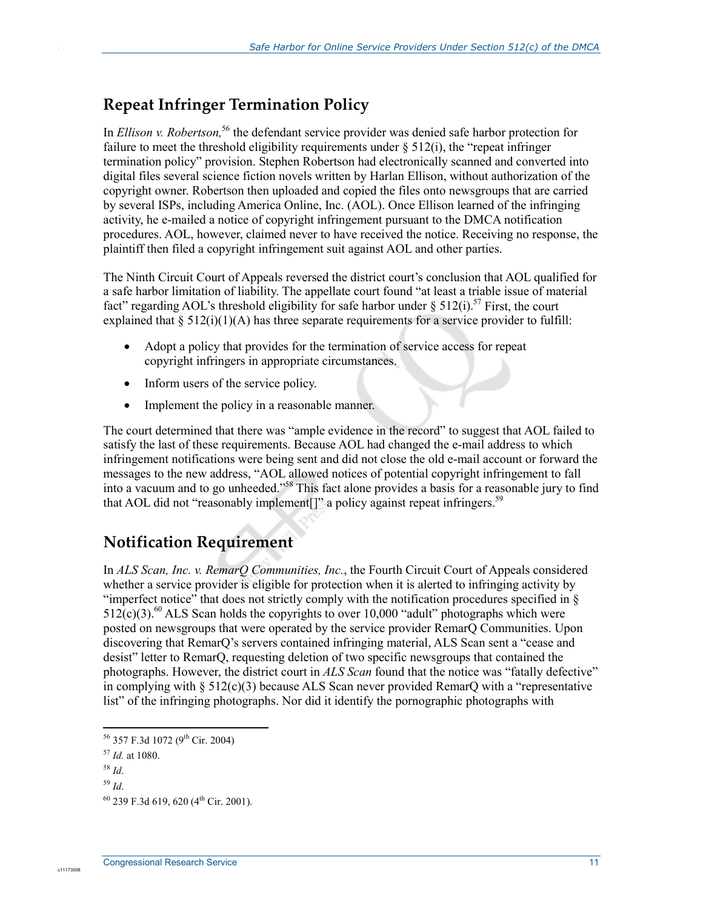## Repeat Infringer Termination Policy

In *Ellison v. Robertson,*[56] the defendant service provider was denied safe harbor protection for failure to meet the threshold eligibility requirements under § 512(i), the "repeat infringer termination policy" provision. Stephen Robertson had electronically scanned and converted into digital files several science fiction novels written by Harlan Ellison, without authorization of the copyright owner. Robertson then uploaded and copied the files onto newsgroups that are carried by several ISPs, including America Online, Inc. (AOL). Once Ellison learned of the infringing activity, he e-mailed a notice of copyright infringement pursuant to the DMCA notification procedures. AOL, however, claimed never to have received the notice. Receiving no response, the plaintiff then filed a copyright infringement suit against AOL and other parties.

The Ninth Circuit Court of Appeals reversed the district court's conclusion that AOL qualified for a safe harbor limitation of liability. The appellate court found "at least a triable issue of material fact" regarding AOL's threshold eligibility for safe harbor under § 512(i).[57] First, the court explained that § 512(i)(1)(A) has three separate requirements for a service provider to fulfill:

- Adopt a policy that provides for the termination of service access for repeat copyright infringers in appropriate circumstances.
- Inform users of the service policy.
- Implement the policy in a reasonable manner.

The court determined that there was "ample evidence in the record" to suggest that AOL failed to satisfy the last of these requirements. Because AOL had changed the e-mail address to which infringement notifications were being sent and did not close the old e-mail account or forward the messages to the new address, "AOL allowed notices of potential copyright infringement to fall into a vacuum and to go unheeded."[58] This fact alone provides a basis for a reasonable jury to find that AOL did not "reasonably implement[]" a policy against repeat infringers.[59]

## Notification Requirement

In *ALS Scan, Inc. v. RemarQ Communities, Inc.*, the Fourth Circuit Court of Appeals considered whether a service provider is eligible for protection when it is alerted to infringing activity by "imperfect notice" that does not strictly comply with the notification procedures specified in § 512(c)(3).[60] ALS Scan holds the copyrights to over 10,000 "adult" photographs which were posted on newsgroups that were operated by the service provider RemarQ Communities. Upon discovering that RemarQ's servers contained infringing material, ALS Scan sent a "cease and desist" letter to RemarQ, requesting deletion of two specific newsgroups that contained the photographs. However, the district court in *ALS Scan* found that the notice was "fatally defective" in complying with § 512(c)(3) because ALS Scan never provided RemarQ with a "representative list" of the infringing photographs. Nor did it identify the pornographic photographs with

---

[56] 357 F.3d 1072 (9th Cir. 2004)

[57] *Id.* at 1080.

[58] *Id.*

[59] *Id.*

[60] 239 F.3d 619, 620 (4th Cir. 2001).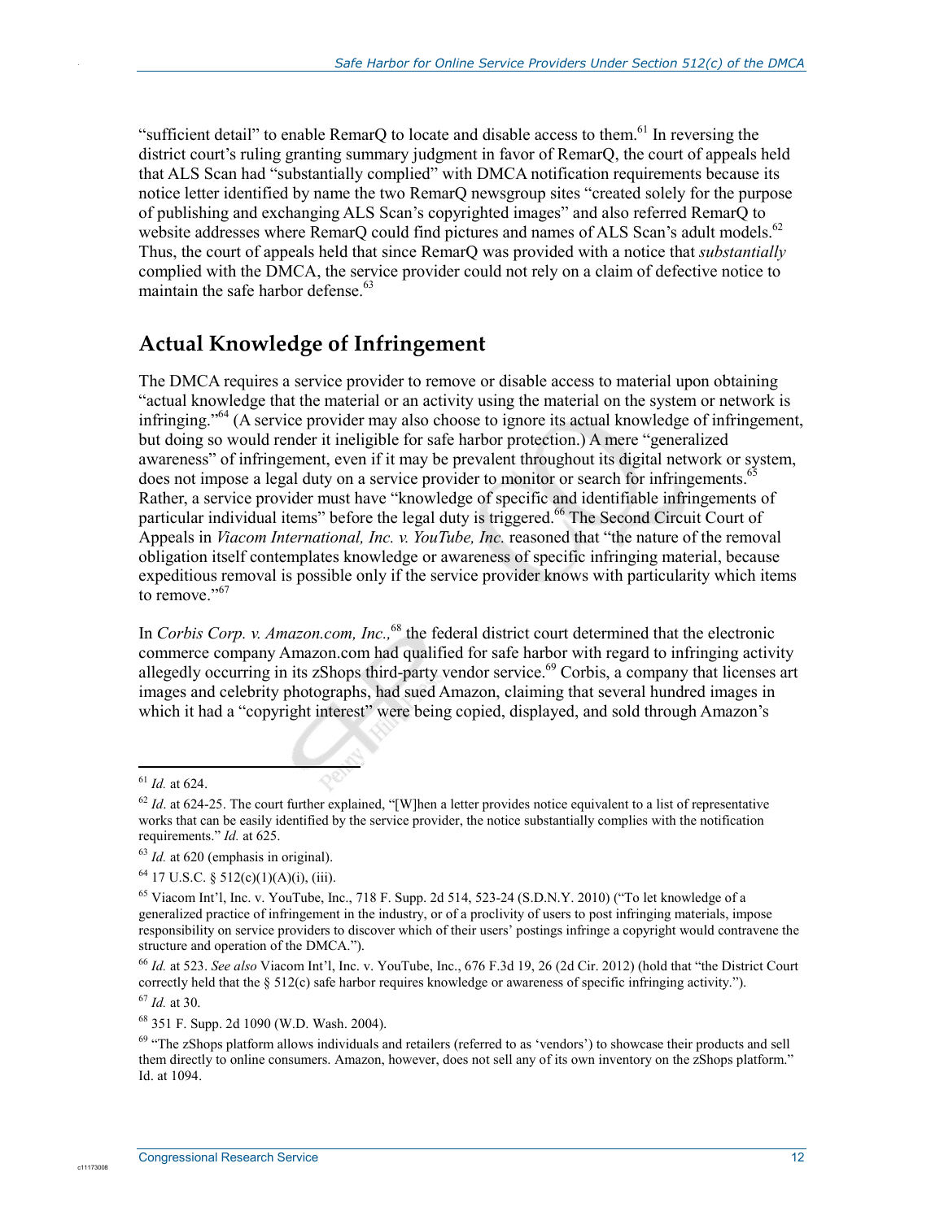"sufficient detail" to enable RemarQ to locate and disable access to them.[61] In reversing the district court's ruling granting summary judgment in favor of RemarQ, the court of appeals held that ALS Scan had "substantially complied" with DMCA notification requirements because its notice letter identified by name the two RemarQ newsgroup sites "created solely for the purpose of publishing and exchanging ALS Scan's copyrighted images" and also referred RemarQ to website addresses where RemarQ could find pictures and names of ALS Scan's adult models.[62] Thus, the court of appeals held that since RemarQ was provided with a notice that *substantially* complied with the DMCA, the service provider could not rely on a claim of defective notice to maintain the safe harbor defense.[63]

## Actual Knowledge of Infringement

The DMCA requires a service provider to remove or disable access to material upon obtaining "actual knowledge that the material or an activity using the material on the system or network is infringing."[64] (A service provider may also choose to ignore its actual knowledge of infringement, but doing so would render it ineligible for safe harbor protection.) A mere "generalized awareness" of infringement, even if it may be prevalent throughout its digital network or system, does not impose a legal duty on a service provider to monitor or search for infringements.[65] Rather, a service provider must have "knowledge of specific and identifiable infringements of particular individual items" before the legal duty is triggered.[66] The Second Circuit Court of Appeals in *Viacom International, Inc. v. YouTube, Inc.* reasoned that "the nature of the removal obligation itself contemplates knowledge or awareness of specific infringing material, because expeditious removal is possible only if the service provider knows with particularity which items to remove."[67]

In *Corbis Corp. v. Amazon.com, Inc.*,[68] the federal district court determined that the electronic commerce company Amazon.com had qualified for safe harbor with regard to infringing activity allegedly occurring in its zShops third-party vendor service.[69] Corbis, a company that licenses art images and celebrity photographs, had sued Amazon, claiming that several hundred images in which it had a "copyright interest" were being copied, displayed, and sold through Amazon's

---

[61] *Id.* at 624.

[62] *Id*. at 624-25. The court further explained, "[W]hen a letter provides notice equivalent to a list of representative works that can be easily identified by the service provider, the notice substantially complies with the notification requirements." *Id.* at 625.

[63] *Id.* at 620 (emphasis in original).

[64] 17 U.S.C. § 512(c)(1)(A)(i), (iii).

[65] Viacom Int'l, Inc. v. YouTube, Inc., 718 F. Supp. 2d 514, 523-24 (S.D.N.Y. 2010) ("To let knowledge of a generalized practice of infringement in the industry, or of a proclivity of users to post infringing materials, impose responsibility on service providers to discover which of their users' postings infringe a copyright would contravene the structure and operation of the DMCA.").

[66] *Id.* at 523. *See also* Viacom Int'l, Inc. v. YouTube, Inc., 676 F.3d 19, 26 (2d Cir. 2012) (hold that "the District Court correctly held that the § 512(c) safe harbor requires knowledge or awareness of specific infringing activity.").

[67] *Id.* at 30.

[68] 351 F. Supp. 2d 1090 (W.D. Wash. 2004).

[69] "The zShops platform allows individuals and retailers (referred to as 'vendors') to showcase their products and sell them directly to online consumers. Amazon, however, does not sell any of its own inventory on the zShops platform." Id. at 1094.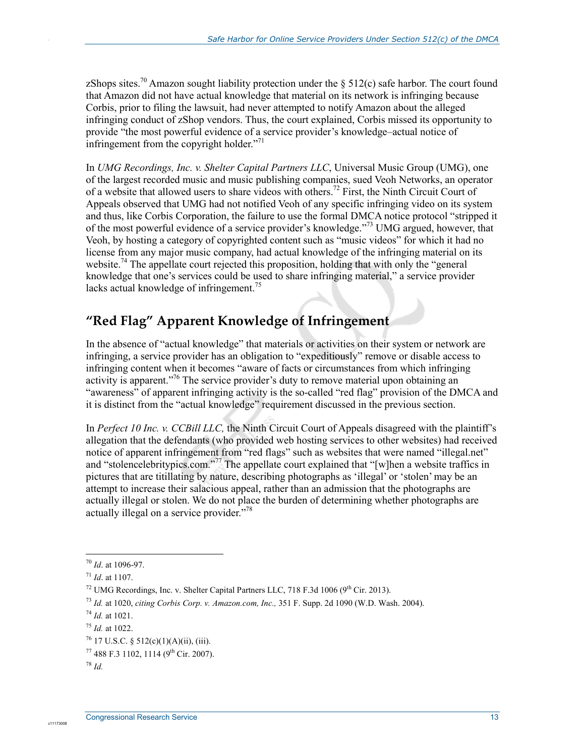zShops sites.[70] Amazon sought liability protection under the § 512(c) safe harbor. The court found that Amazon did not have actual knowledge that material on its network is infringing because Corbis, prior to filing the lawsuit, had never attempted to notify Amazon about the alleged infringing conduct of zShop vendors. Thus, the court explained, Corbis missed its opportunity to provide "the most powerful evidence of a service provider's knowledge–actual notice of infringement from the copyright holder."[71]

In *UMG Recordings, Inc. v. Shelter Capital Partners LLC*, Universal Music Group (UMG), one of the largest recorded music and music publishing companies, sued Veoh Networks, an operator of a website that allowed users to share videos with others.[72] First, the Ninth Circuit Court of Appeals observed that UMG had not notified Veoh of any specific infringing video on its system and thus, like Corbis Corporation, the failure to use the formal DMCA notice protocol "stripped it of the most powerful evidence of a service provider's knowledge."[73] UMG argued, however, that Veoh, by hosting a category of copyrighted content such as "music videos" for which it had no license from any major music company, had actual knowledge of the infringing material on its website.[74] The appellate court rejected this proposition, holding that with only the "general knowledge that one's services could be used to share infringing material," a service provider lacks actual knowledge of infringement.[75]

## "Red Flag" Apparent Knowledge of Infringement

In the absence of "actual knowledge" that materials or activities on their system or network are infringing, a service provider has an obligation to "expeditiously" remove or disable access to infringing content when it becomes "aware of facts or circumstances from which infringing activity is apparent."[76] The service provider's duty to remove material upon obtaining an "awareness" of apparent infringing activity is the so-called "red flag" provision of the DMCA and it is distinct from the "actual knowledge" requirement discussed in the previous section.

In *Perfect 10 Inc. v. CCBill LLC,* the Ninth Circuit Court of Appeals disagreed with the plaintiff's allegation that the defendants (who provided web hosting services to other websites) had received notice of apparent infringement from "red flags" such as websites that were named "illegal.net" and "stolencelebritypics.com."[77] The appellate court explained that "[w]hen a website traffics in pictures that are titillating by nature, describing photographs as 'illegal' or 'stolen' may be an attempt to increase their salacious appeal, rather than an admission that the photographs are actually illegal or stolen. We do not place the burden of determining whether photographs are actually illegal on a service provider."[78]

---

[70] *Id*. at 1096-97.

[71] *Id*. at 1107.

[72] UMG Recordings, Inc. v. Shelter Capital Partners LLC, 718 F.3d 1006 (9th Cir. 2013).

[73] *Id.* at 1020, *citing Corbis Corp. v. Amazon.com, Inc.,* 351 F. Supp. 2d 1090 (W.D. Wash. 2004).

[74] *Id.* at 1021.

[75] *Id.* at 1022.

[76] 17 U.S.C. § 512(c)(1)(A)(ii), (iii).

[77] 488 F.3 1102, 1114 (9th Cir. 2007).

[78] *Id.*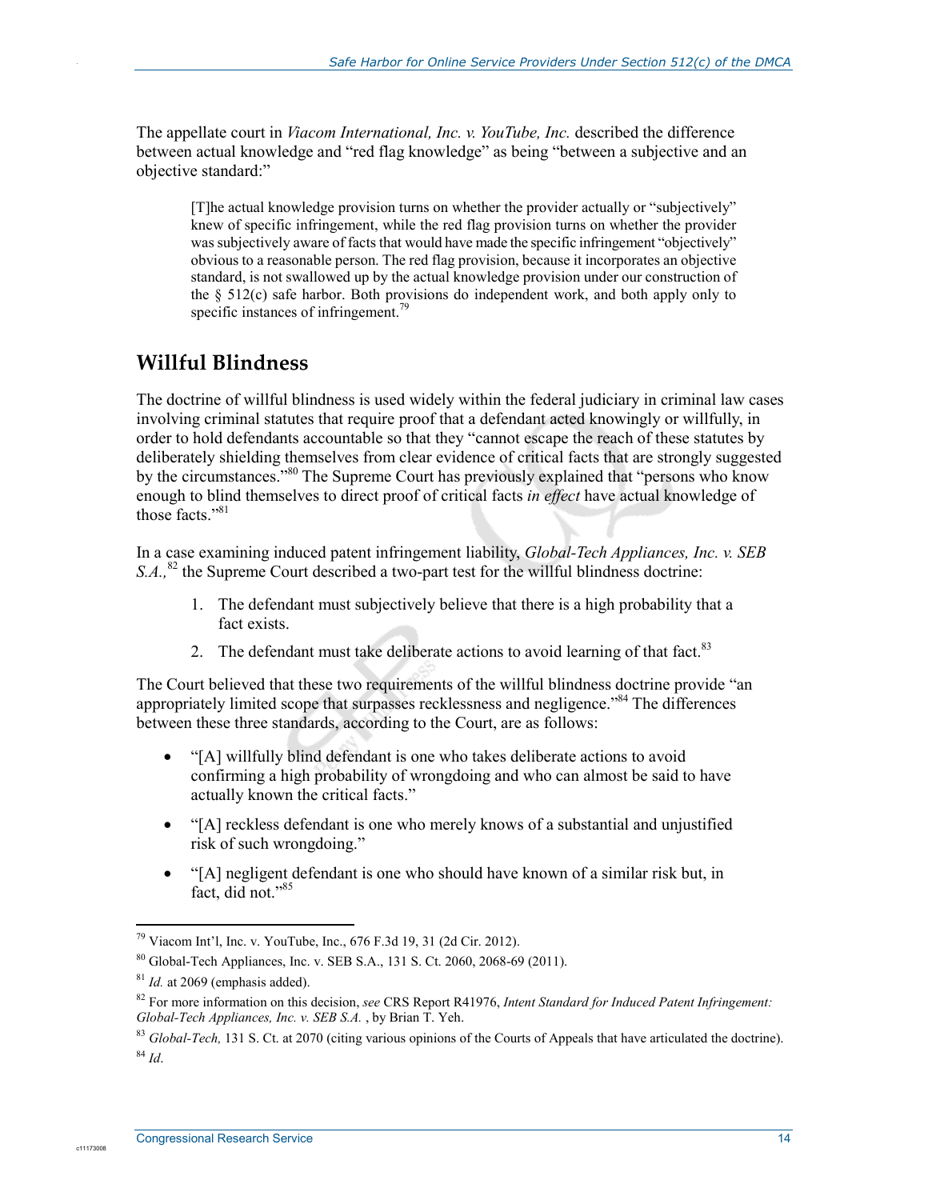The appellate court in *Viacom International, Inc. v. YouTube, Inc.* described the difference between actual knowledge and "red flag knowledge" as being "between a subjective and an objective standard:"

> [T]he actual knowledge provision turns on whether the provider actually or "subjectively" knew of specific infringement, while the red flag provision turns on whether the provider was subjectively aware of facts that would have made the specific infringement "objectively" obvious to a reasonable person. The red flag provision, because it incorporates an objective standard, is not swallowed up by the actual knowledge provision under our construction of the § 512(c) safe harbor. Both provisions do independent work, and both apply only to specific instances of infringement.[79]

## Willful Blindness

The doctrine of willful blindness is used widely within the federal judiciary in criminal law cases involving criminal statutes that require proof that a defendant acted knowingly or willfully, in order to hold defendants accountable so that they "cannot escape the reach of these statutes by deliberately shielding themselves from clear evidence of critical facts that are strongly suggested by the circumstances."[80] The Supreme Court has previously explained that "persons who know enough to blind themselves to direct proof of critical facts *in effect* have actual knowledge of those facts."[81]

In a case examining induced patent infringement liability, *Global-Tech Appliances, Inc. v. SEB S.A.,*[82] the Supreme Court described a two-part test for the willful blindness doctrine:

1. The defendant must subjectively believe that there is a high probability that a fact exists.
2. The defendant must take deliberate actions to avoid learning of that fact.[83]

The Court believed that these two requirements of the willful blindness doctrine provide "an appropriately limited scope that surpasses recklessness and negligence."[84] The differences between these three standards, according to the Court, are as follows:

- "[A] willfully blind defendant is one who takes deliberate actions to avoid confirming a high probability of wrongdoing and who can almost be said to have actually known the critical facts."
- "[A] reckless defendant is one who merely knows of a substantial and unjustified risk of such wrongdoing."
- "[A] negligent defendant is one who should have known of a similar risk but, in fact, did not."[85]

---

[79] Viacom Int'l, Inc. v. YouTube, Inc., 676 F.3d 19, 31 (2d Cir. 2012).

[80] Global-Tech Appliances, Inc. v. SEB S.A., 131 S. Ct. 2060, 2068-69 (2011).

[81] *Id.* at 2069 (emphasis added).

[82] For more information on this decision, *see* CRS Report R41976, *Intent Standard for Induced Patent Infringement: Global-Tech Appliances, Inc. v. SEB S.A.* , by Brian T. Yeh.

[83] *Global-Tech,* 131 S. Ct. at 2070 (citing various opinions of the Courts of Appeals that have articulated the doctrine).

[84] *Id.*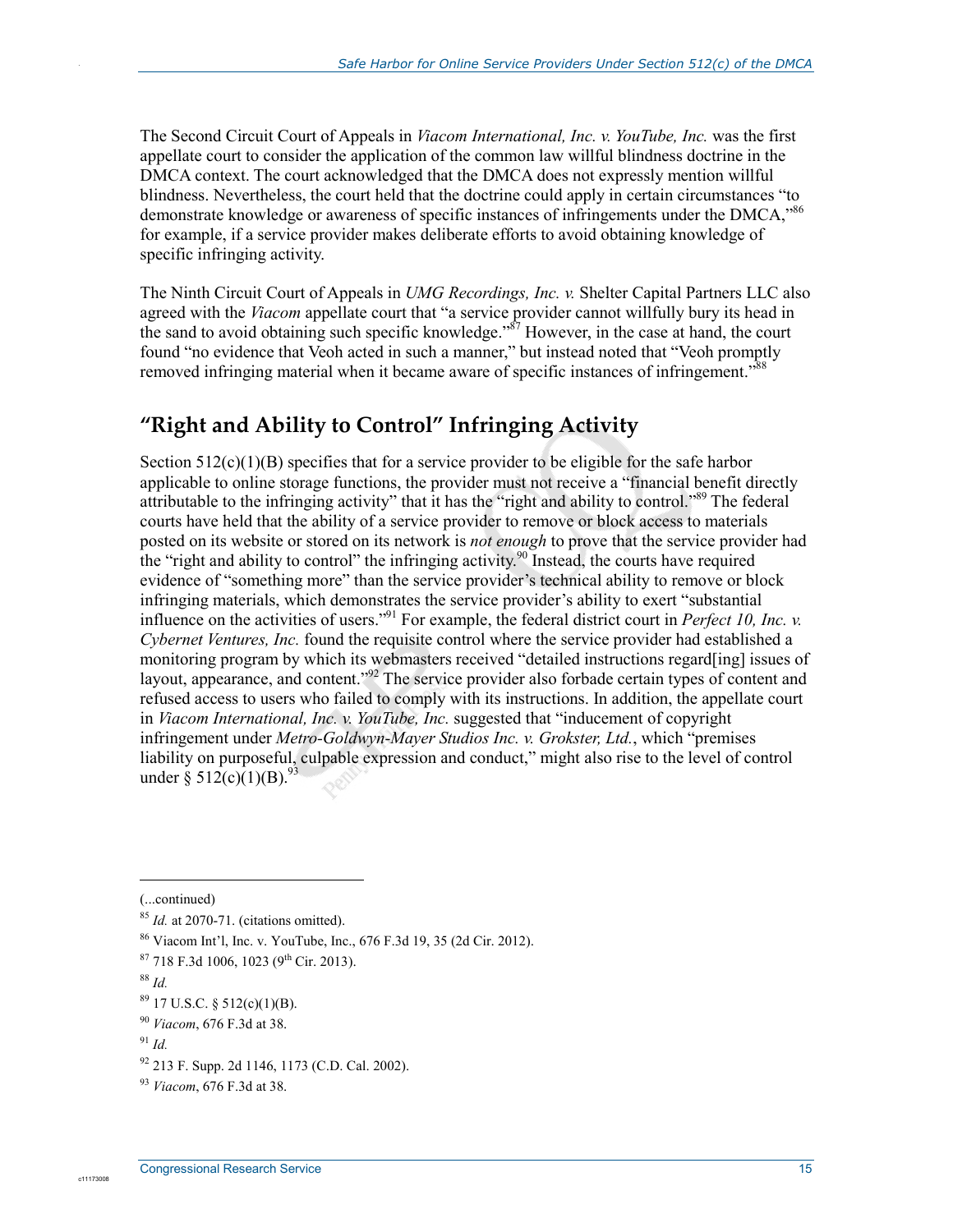The Second Circuit Court of Appeals in *Viacom International, Inc. v. YouTube, Inc.* was the first appellate court to consider the application of the common law willful blindness doctrine in the DMCA context. The court acknowledged that the DMCA does not expressly mention willful blindness. Nevertheless, the court held that the doctrine could apply in certain circumstances "to demonstrate knowledge or awareness of specific instances of infringements under the DMCA,"[86] for example, if a service provider makes deliberate efforts to avoid obtaining knowledge of specific infringing activity.

The Ninth Circuit Court of Appeals in *UMG Recordings, Inc. v.* Shelter Capital Partners LLC also agreed with the *Viacom* appellate court that "a service provider cannot willfully bury its head in the sand to avoid obtaining such specific knowledge."[87] However, in the case at hand, the court found "no evidence that Veoh acted in such a manner," but instead noted that "Veoh promptly removed infringing material when it became aware of specific instances of infringement."[88]

## "Right and Ability to Control" Infringing Activity

Section 512(c)(1)(B) specifies that for a service provider to be eligible for the safe harbor applicable to online storage functions, the provider must not receive a "financial benefit directly attributable to the infringing activity" that it has the "right and ability to control."[89] The federal courts have held that the ability of a service provider to remove or block access to materials posted on its website or stored on its network is *not enough* to prove that the service provider had the "right and ability to control" the infringing activity.[90] Instead, the courts have required evidence of "something more" than the service provider's technical ability to remove or block infringing materials, which demonstrates the service provider's ability to exert "substantial influence on the activities of users."[91] For example, the federal district court in *Perfect 10, Inc. v. Cybernet Ventures, Inc.* found the requisite control where the service provider had established a monitoring program by which its webmasters received "detailed instructions regard[ing] issues of layout, appearance, and content."[92] The service provider also forbade certain types of content and refused access to users who failed to comply with its instructions. In addition, the appellate court in *Viacom International, Inc. v. YouTube, Inc.* suggested that "inducement of copyright infringement under *Metro-Goldwyn-Mayer Studios Inc. v. Grokster, Ltd.*, which "premises liability on purposeful, culpable expression and conduct," might also rise to the level of control under § 512(c)(1)(B).[93]

---

(...continued)

[85] *Id.* at 2070-71. (citations omitted).

[86] Viacom Int'l, Inc. v. YouTube, Inc., 676 F.3d 19, 35 (2d Cir. 2012).

[87] 718 F.3d 1006, 1023 (9th Cir. 2013).

[88] *Id.*

[89] 17 U.S.C. § 512(c)(1)(B).

[90] *Viacom*, 676 F.3d at 38.

[91] *Id.*

[92] 213 F. Supp. 2d 1146, 1173 (C.D. Cal. 2002).

[93] *Viacom*, 676 F.3d at 38.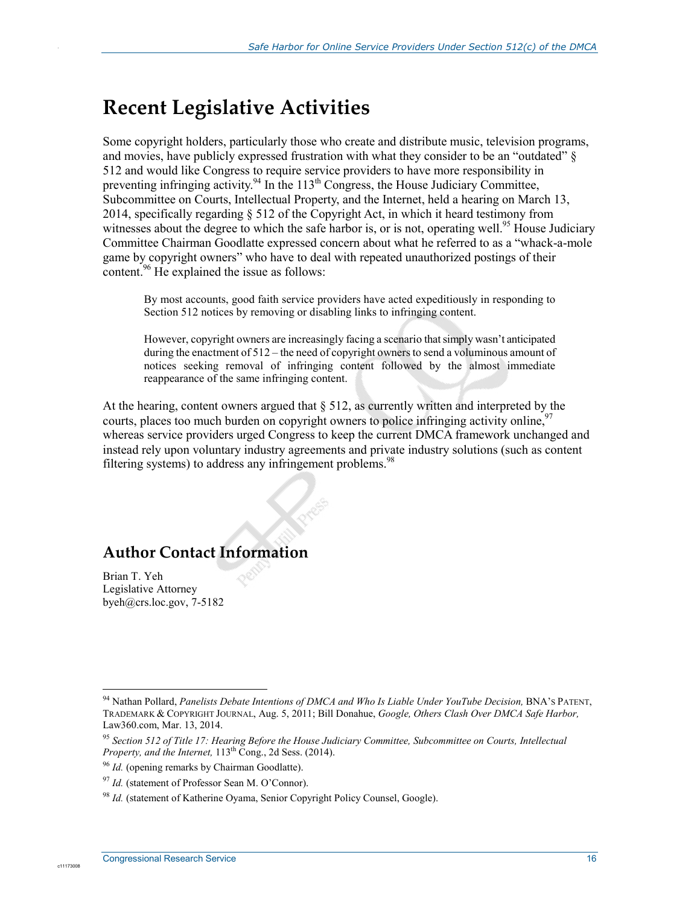# Recent Legislative Activities

Some copyright holders, particularly those who create and distribute music, television programs, and movies, have publicly expressed frustration with what they consider to be an "outdated" § 512 and would like Congress to require service providers to have more responsibility in preventing infringing activity.[94] In the 113th Congress, the House Judiciary Committee, Subcommittee on Courts, Intellectual Property, and the Internet, held a hearing on March 13, 2014, specifically regarding § 512 of the Copyright Act, in which it heard testimony from witnesses about the degree to which the safe harbor is, or is not, operating well.[95] House Judiciary Committee Chairman Goodlatte expressed concern about what he referred to as a "whack-a-mole game by copyright owners" who have to deal with repeated unauthorized postings of their content.[96] He explained the issue as follows:

> By most accounts, good faith service providers have acted expeditiously in responding to Section 512 notices by removing or disabling links to infringing content.
>
> However, copyright owners are increasingly facing a scenario that simply wasn't anticipated during the enactment of 512 – the need of copyright owners to send a voluminous amount of notices seeking removal of infringing content followed by the almost immediate reappearance of the same infringing content.

At the hearing, content owners argued that § 512, as currently written and interpreted by the courts, places too much burden on copyright owners to police infringing activity online,[97] whereas service providers urged Congress to keep the current DMCA framework unchanged and instead rely upon voluntary industry agreements and private industry solutions (such as content filtering systems) to address any infringement problems.[98]

## Author Contact Information

Brian T. Yeh
Legislative Attorney
byeh@crs.loc.gov, 7-5182

---

[94] Nathan Pollard, *Panelists Debate Intentions of DMCA and Who Is Liable Under YouTube Decision,* BNA's Patent, Trademark & Copyright Journal, Aug. 5, 2011; Bill Donahue, *Google, Others Clash Over DMCA Safe Harbor,* Law360.com, Mar. 13, 2014.

[95] *Section 512 of Title 17: Hearing Before the House Judiciary Committee, Subcommittee on Courts, Intellectual Property, and the Internet,* 113th Cong., 2d Sess. (2014).

[96] *Id.* (opening remarks by Chairman Goodlatte).

[97] *Id.* (statement of Professor Sean M. O'Connor).

[98] *Id.* (statement of Katherine Oyama, Senior Copyright Policy Counsel, Google).